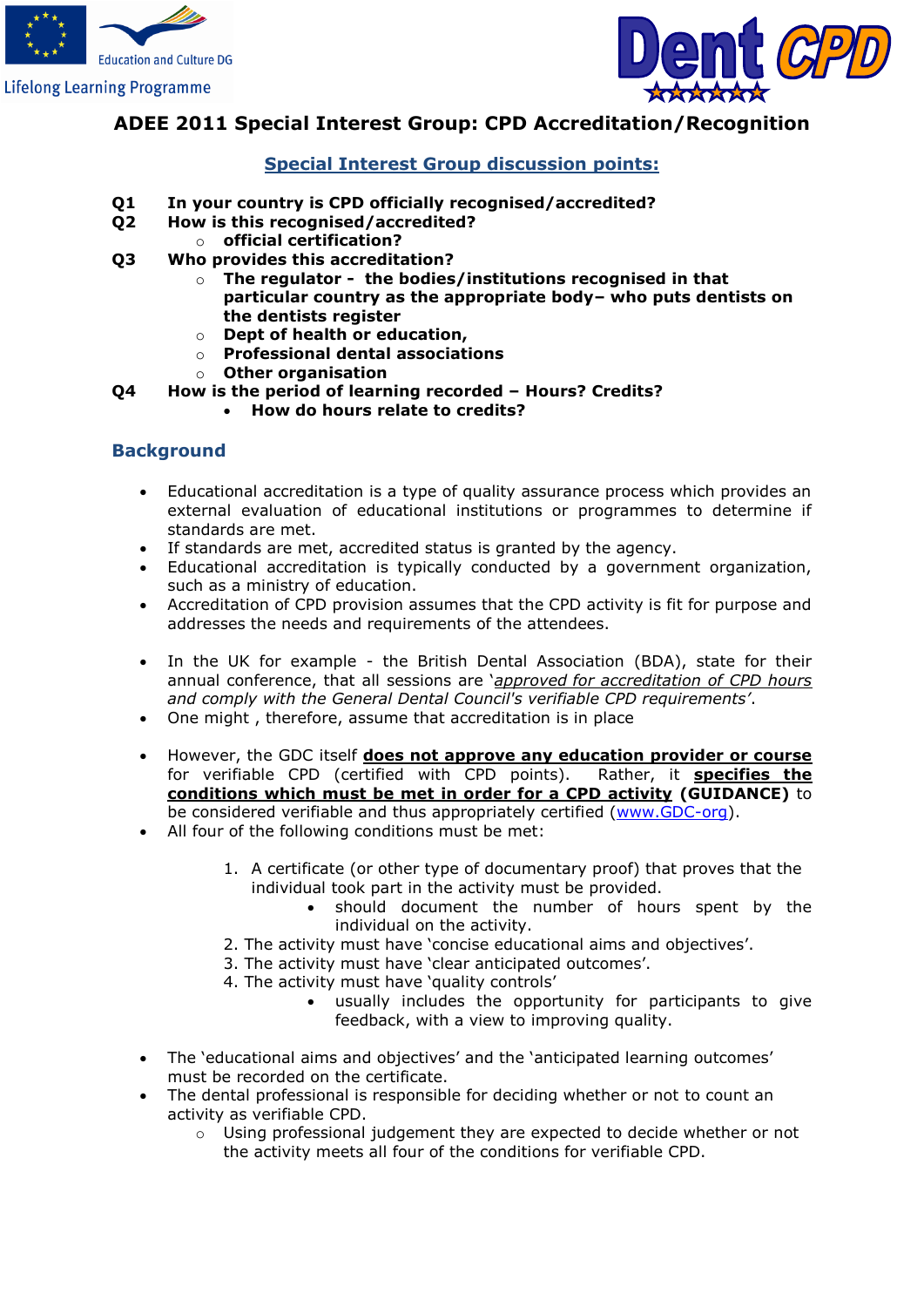Education and Culture DG

Lifelong Learning Programme

Dent CPD

# ADEE 2011 Special Interest Group: CPD Accreditation/Recognition

## Special Interest Group discussion points:

**Q1 In your country is CPD officially recognised/accredited?**

**Q2 How is this recognised/accredited?**

- **official certification?**

**Q3 Who provides this accreditation?**

- **The regulator - the bodies/institutions recognised in that particular country as the appropriate body– who puts dentists on the dentists register**
- **Dept of health or education,**
- **Professional dental associations**
- **Other organisation**

**Q4 How is the period of learning recorded – Hours? Credits?**

- **How do hours relate to credits?**

## Background

- Educational accreditation is a type of quality assurance process which provides an external evaluation of educational institutions or programmes to determine if standards are met.
- If standards are met, accredited status is granted by the agency.
- Educational accreditation is typically conducted by a government organization, such as a ministry of education.
- Accreditation of CPD provision assumes that the CPD activity is fit for purpose and addresses the needs and requirements of the attendees.

- In the UK for example - the British Dental Association (BDA), state for their annual conference, that all sessions are '*<u>approved for accreditation of CPD hours</u> and comply with the General Dental Council's verifiable CPD requirements'*.
- One might , therefore, assume that accreditation is in place

- However, the GDC itself **<u>does not approve any education provider or course</u>** for verifiable CPD (certified with CPD points). Rather, it **<u>specifies the conditions which must be met in order for a CPD activity</u> (GUIDANCE)** to be considered verifiable and thus appropriately certified (www.GDC-org).
- All four of the following conditions must be met:

  1. A certificate (or other type of documentary proof) that proves that the individual took part in the activity must be provided.
     - should document the number of hours spent by the individual on the activity.
  2. The activity must have 'concise educational aims and objectives'.
  3. The activity must have 'clear anticipated outcomes'.
  4. The activity must have 'quality controls'
     - usually includes the opportunity for participants to give feedback, with a view to improving quality.

- The 'educational aims and objectives' and the 'anticipated learning outcomes' must be recorded on the certificate.
- The dental professional is responsible for deciding whether or not to count an activity as verifiable CPD.
  - Using professional judgement they are expected to decide whether or not the activity meets all four of the conditions for verifiable CPD.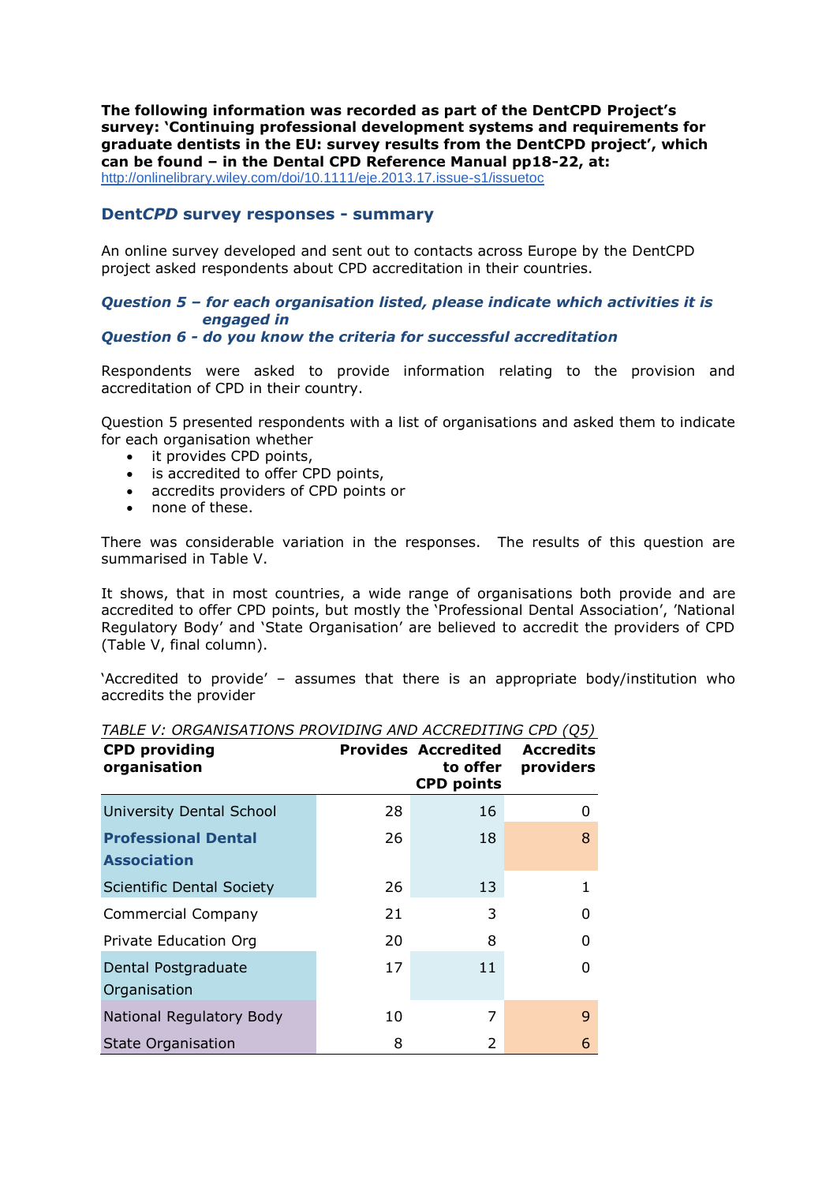**The following information was recorded as part of the DentCPD Project's survey: 'Continuing professional development systems and requirements for graduate dentists in the EU: survey results from the DentCPD project', which can be found – in the Dental CPD Reference Manual pp18-22, at:**
http://onlinelibrary.wiley.com/doi/10.1111/eje.2013.17.issue-s1/issuetoc

## Dent*CPD* survey responses - summary

An online survey developed and sent out to contacts across Europe by the DentCPD project asked respondents about CPD accreditation in their countries.

### *Question 5 – for each organisation listed, please indicate which activities it is engaged in*
### *Question 6 - do you know the criteria for successful accreditation*

Respondents were asked to provide information relating to the provision and accreditation of CPD in their country.

Question 5 presented respondents with a list of organisations and asked them to indicate for each organisation whether

- it provides CPD points,
- is accredited to offer CPD points,
- accredits providers of CPD points or
- none of these.

There was considerable variation in the responses. The results of this question are summarised in Table V.

It shows, that in most countries, a wide range of organisations both provide and are accredited to offer CPD points, but mostly the 'Professional Dental Association', 'National Regulatory Body' and 'State Organisation' are believed to accredit the providers of CPD (Table V, final column).

'Accredited to provide' – assumes that there is an appropriate body/institution who accredits the provider

*TABLE V: ORGANISATIONS PROVIDING AND ACCREDITING CPD (Q5)*

| CPD providing organisation | Provides | Accredited to offer CPD points | Accredits providers |
|---|---|---|---|
| University Dental School | 28 | 16 | 0 |
| **Professional Dental Association** | 26 | 18 | 8 |
| Scientific Dental Society | 26 | 13 | 1 |
| Commercial Company | 21 | 3 | 0 |
| Private Education Org | 20 | 8 | 0 |
| Dental Postgraduate Organisation | 17 | 11 | 0 |
| National Regulatory Body | 10 | 7 | 9 |
| State Organisation | 8 | 2 | 6 |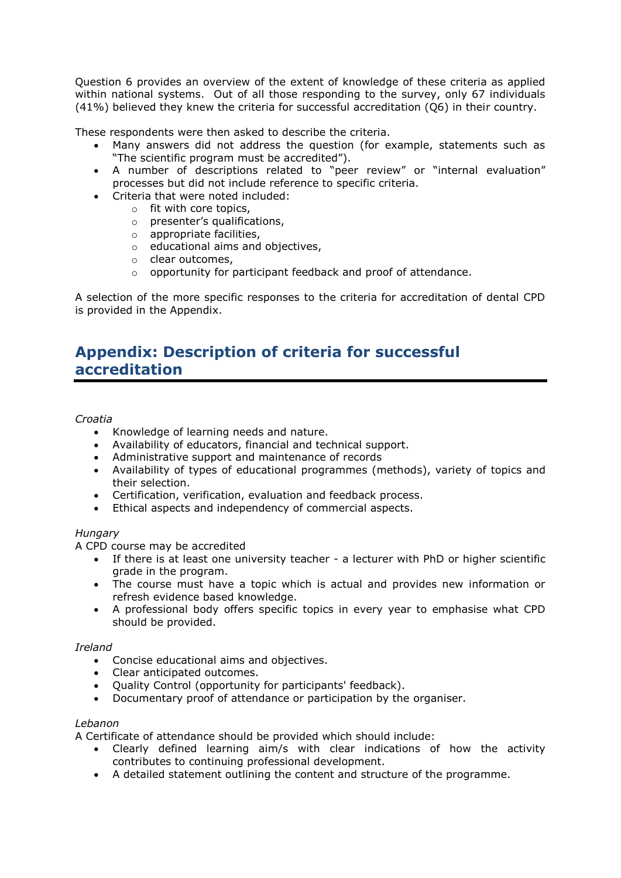Question 6 provides an overview of the extent of knowledge of these criteria as applied within national systems. Out of all those responding to the survey, only 67 individuals (41%) believed they knew the criteria for successful accreditation (Q6) in their country.

These respondents were then asked to describe the criteria.

- Many answers did not address the question (for example, statements such as "The scientific program must be accredited").
- A number of descriptions related to "peer review" or "internal evaluation" processes but did not include reference to specific criteria.
- Criteria that were noted included:
  - fit with core topics,
  - presenter's qualifications,
  - appropriate facilities,
  - educational aims and objectives,
  - clear outcomes,
  - opportunity for participant feedback and proof of attendance.

A selection of the more specific responses to the criteria for accreditation of dental CPD is provided in the Appendix.

## Appendix: Description of criteria for successful accreditation

*Croatia*

- Knowledge of learning needs and nature.
- Availability of educators, financial and technical support.
- Administrative support and maintenance of records
- Availability of types of educational programmes (methods), variety of topics and their selection.
- Certification, verification, evaluation and feedback process.
- Ethical aspects and independency of commercial aspects.

*Hungary*

A CPD course may be accredited

- If there is at least one university teacher - a lecturer with PhD or higher scientific grade in the program.
- The course must have a topic which is actual and provides new information or refresh evidence based knowledge.
- A professional body offers specific topics in every year to emphasise what CPD should be provided.

*Ireland*

- Concise educational aims and objectives.
- Clear anticipated outcomes.
- Quality Control (opportunity for participants' feedback).
- Documentary proof of attendance or participation by the organiser.

*Lebanon*

A Certificate of attendance should be provided which should include:

- Clearly defined learning aim/s with clear indications of how the activity contributes to continuing professional development.
- A detailed statement outlining the content and structure of the programme.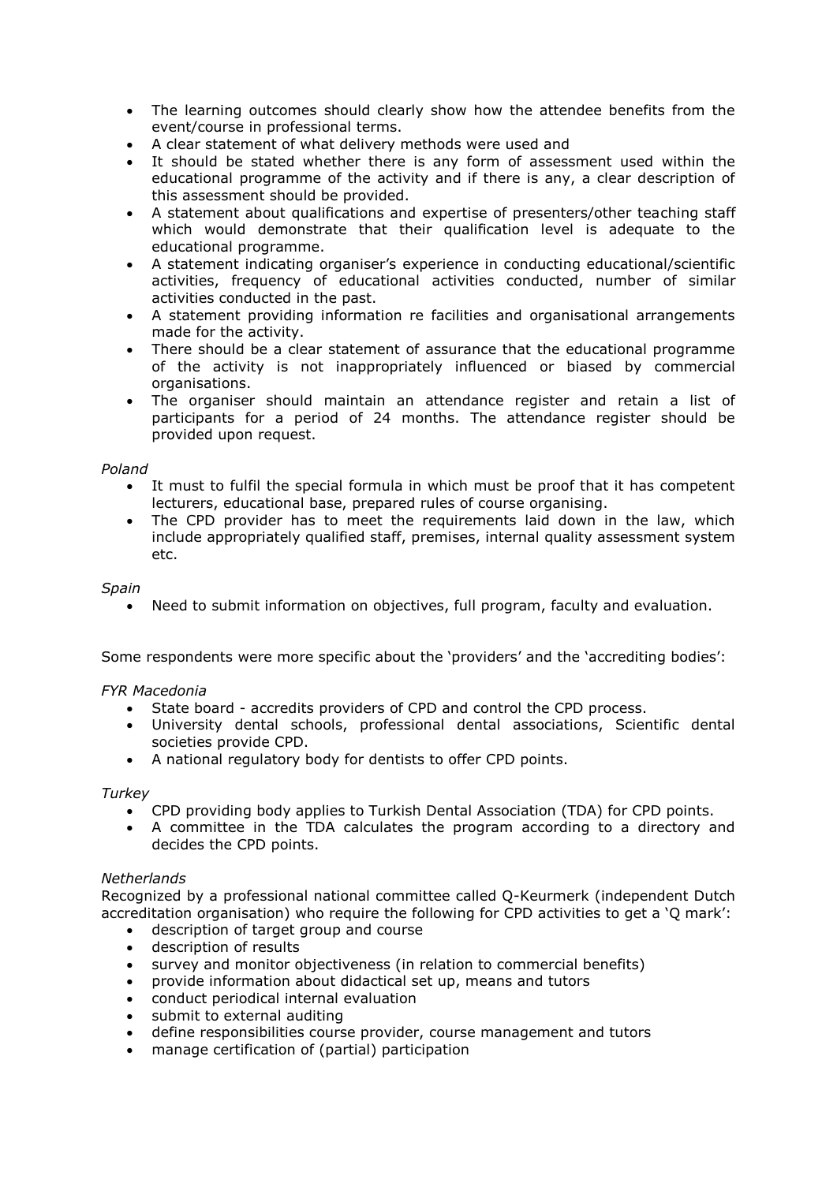- The learning outcomes should clearly show how the attendee benefits from the event/course in professional terms.
- A clear statement of what delivery methods were used and
- It should be stated whether there is any form of assessment used within the educational programme of the activity and if there is any, a clear description of this assessment should be provided.
- A statement about qualifications and expertise of presenters/other teaching staff which would demonstrate that their qualification level is adequate to the educational programme.
- A statement indicating organiser's experience in conducting educational/scientific activities, frequency of educational activities conducted, number of similar activities conducted in the past.
- A statement providing information re facilities and organisational arrangements made for the activity.
- There should be a clear statement of assurance that the educational programme of the activity is not inappropriately influenced or biased by commercial organisations.
- The organiser should maintain an attendance register and retain a list of participants for a period of 24 months. The attendance register should be provided upon request.

*Poland*

- It must to fulfil the special formula in which must be proof that it has competent lecturers, educational base, prepared rules of course organising.
- The CPD provider has to meet the requirements laid down in the law, which include appropriately qualified staff, premises, internal quality assessment system etc.

*Spain*

- Need to submit information on objectives, full program, faculty and evaluation.

Some respondents were more specific about the 'providers' and the 'accrediting bodies':

*FYR Macedonia*

- State board - accredits providers of CPD and control the CPD process.
- University dental schools, professional dental associations, Scientific dental societies provide CPD.
- A national regulatory body for dentists to offer CPD points.

*Turkey*

- CPD providing body applies to Turkish Dental Association (TDA) for CPD points.
- A committee in the TDA calculates the program according to a directory and decides the CPD points.

*Netherlands*

Recognized by a professional national committee called Q-Keurmerk (independent Dutch accreditation organisation) who require the following for CPD activities to get a 'Q mark':

- description of target group and course
- description of results
- survey and monitor objectiveness (in relation to commercial benefits)
- provide information about didactical set up, means and tutors
- conduct periodical internal evaluation
- submit to external auditing
- define responsibilities course provider, course management and tutors
- manage certification of (partial) participation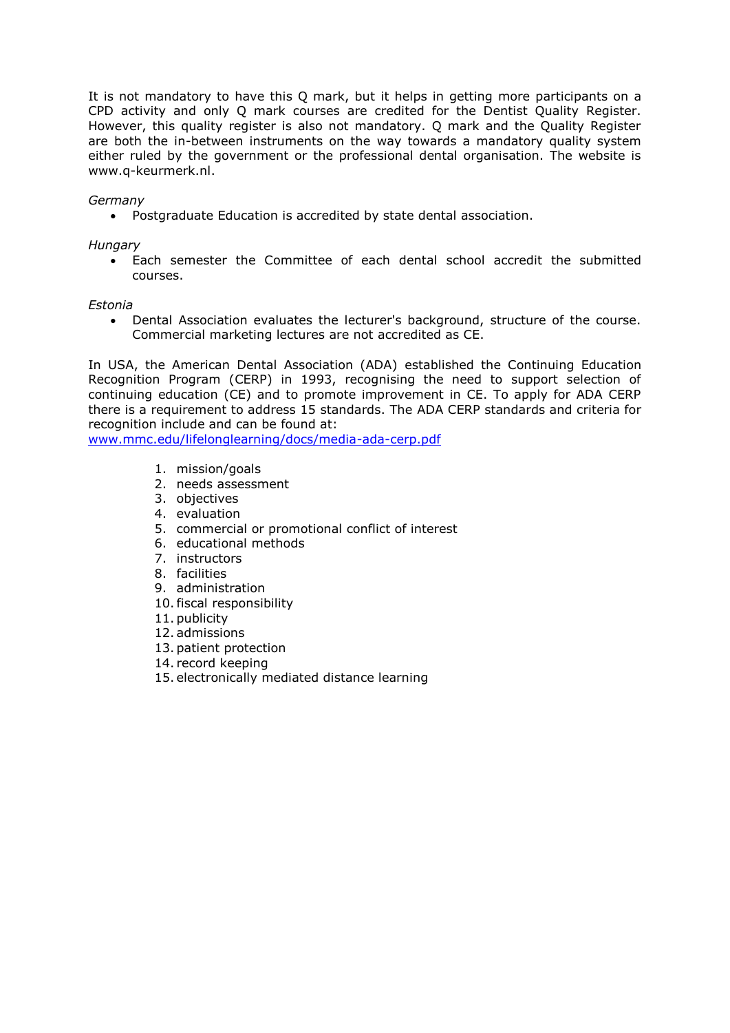It is not mandatory to have this Q mark, but it helps in getting more participants on a CPD activity and only Q mark courses are credited for the Dentist Quality Register. However, this quality register is also not mandatory. Q mark and the Quality Register are both the in-between instruments on the way towards a mandatory quality system either ruled by the government or the professional dental organisation. The website is www.q-keurmerk.nl.

*Germany*

- Postgraduate Education is accredited by state dental association.

*Hungary*

- Each semester the Committee of each dental school accredit the submitted courses.

*Estonia*

- Dental Association evaluates the lecturer's background, structure of the course. Commercial marketing lectures are not accredited as CE.

In USA, the American Dental Association (ADA) established the Continuing Education Recognition Program (CERP) in 1993, recognising the need to support selection of continuing education (CE) and to promote improvement in CE. To apply for ADA CERP there is a requirement to address 15 standards. The ADA CERP standards and criteria for recognition include and can be found at:
www.mmc.edu/lifelonglearning/docs/media-ada-cerp.pdf

1. mission/goals
2. needs assessment
3. objectives
4. evaluation
5. commercial or promotional conflict of interest
6. educational methods
7. instructors
8. facilities
9. administration
10. fiscal responsibility
11. publicity
12. admissions
13. patient protection
14. record keeping
15. electronically mediated distance learning